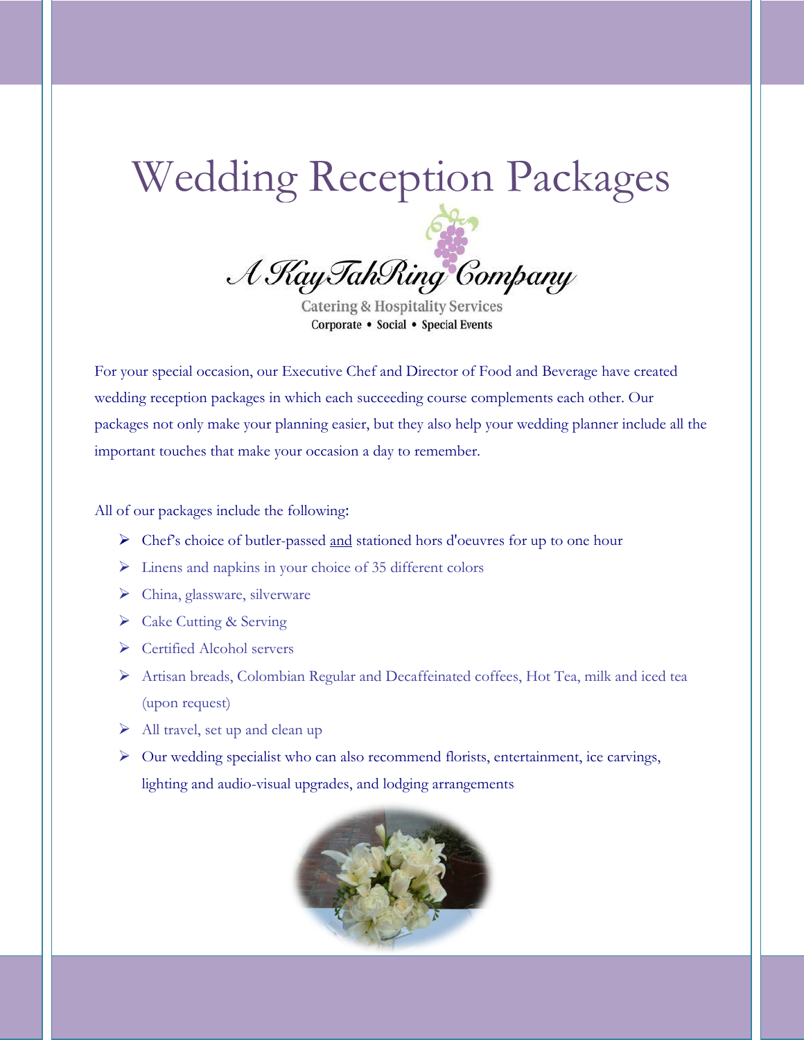# Wedding Reception Packages

A KayTahRing Company

Catering & Hospitality Services

Corporate • Social • Special Events

For your special occasion, our Executive Chef and Director of Food and Beverage have created wedding reception packages in which each succeeding course complements each other. Our packages not only make your planning easier, but they also help your wedding planner include all the important touches that make your occasion a day to remember.

All of our packages include the following:

- Chef's choice of butler-passed <u>and</u> stationed hors d'oeuvres for up to one hour
- Linens and napkins in your choice of 35 different colors
- China, glassware, silverware
- Cake Cutting & Serving
- Certified Alcohol servers
- Artisan breads, Colombian Regular and Decaffeinated coffees, Hot Tea, milk and iced tea (upon request)
- All travel, set up and clean up
- Our wedding specialist who can also recommend florists, entertainment, ice carvings, lighting and audio-visual upgrades, and lodging arrangements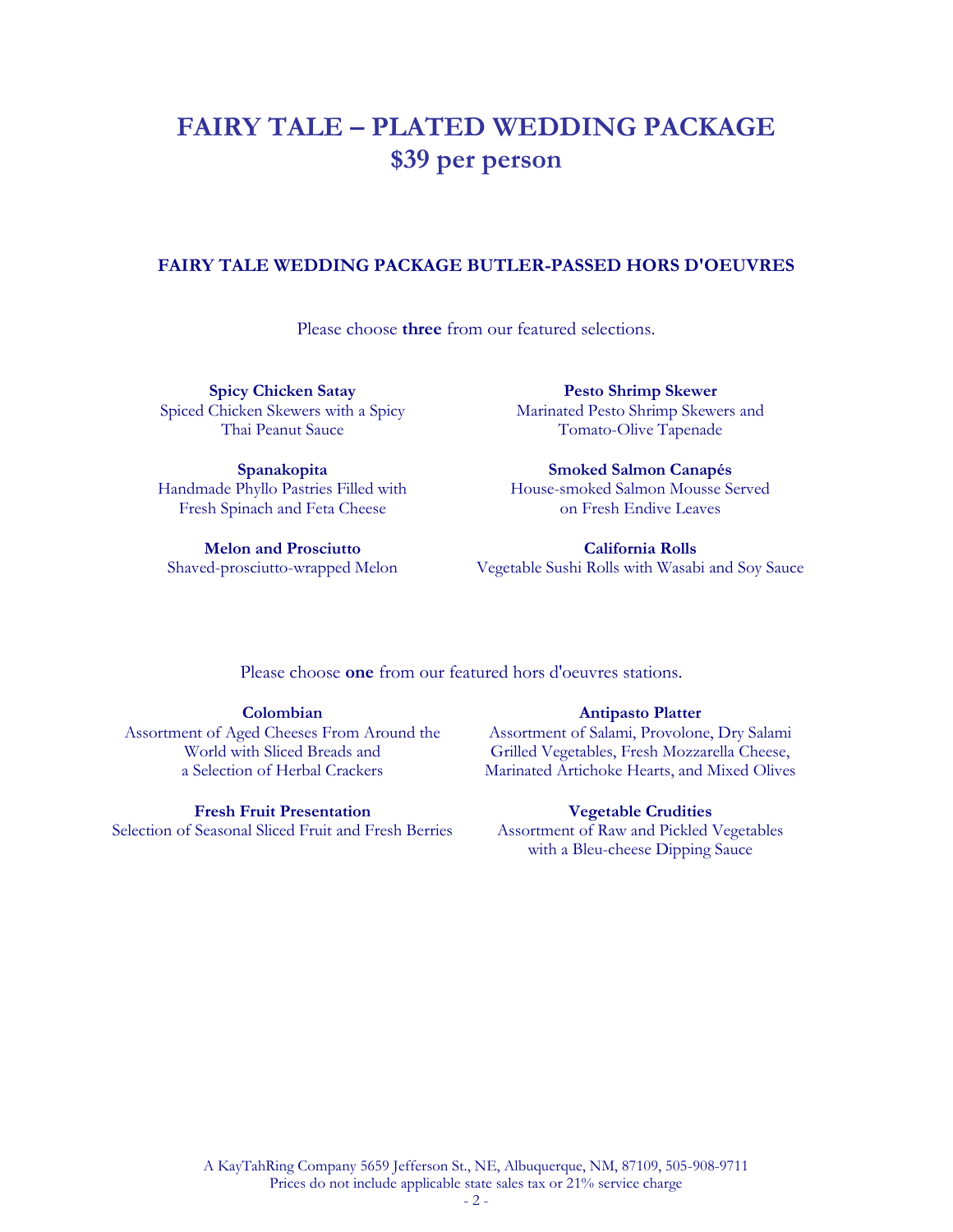# FAIRY TALE – PLATED WEDDING PACKAGE
## $39 per person

### FAIRY TALE WEDDING PACKAGE BUTLER-PASSED HORS D'OEUVRES

Please choose **three** from our featured selections.

**Spicy Chicken Satay**
Spiced Chicken Skewers with a Spicy Thai Peanut Sauce

**Pesto Shrimp Skewer**
Marinated Pesto Shrimp Skewers and Tomato-Olive Tapenade

**Spanakopita**
Handmade Phyllo Pastries Filled with Fresh Spinach and Feta Cheese

**Smoked Salmon Canapés**
House-smoked Salmon Mousse Served on Fresh Endive Leaves

**Melon and Prosciutto**
Shaved-prosciutto-wrapped Melon

**California Rolls**
Vegetable Sushi Rolls with Wasabi and Soy Sauce

Please choose **one** from our featured hors d'oeuvres stations.

**Colombian**
Assortment of Aged Cheeses From Around the World with Sliced Breads and a Selection of Herbal Crackers

**Antipasto Platter**
Assortment of Salami, Provolone, Dry Salami Grilled Vegetables, Fresh Mozzarella Cheese, Marinated Artichoke Hearts, and Mixed Olives

**Fresh Fruit Presentation**
Selection of Seasonal Sliced Fruit and Fresh Berries

**Vegetable Crudities**
Assortment of Raw and Pickled Vegetables with a Bleu-cheese Dipping Sauce

A KayTahRing Company 5659 Jefferson St., NE, Albuquerque, NM, 87109, 505-908-9711
Prices do not include applicable state sales tax or 21% service charge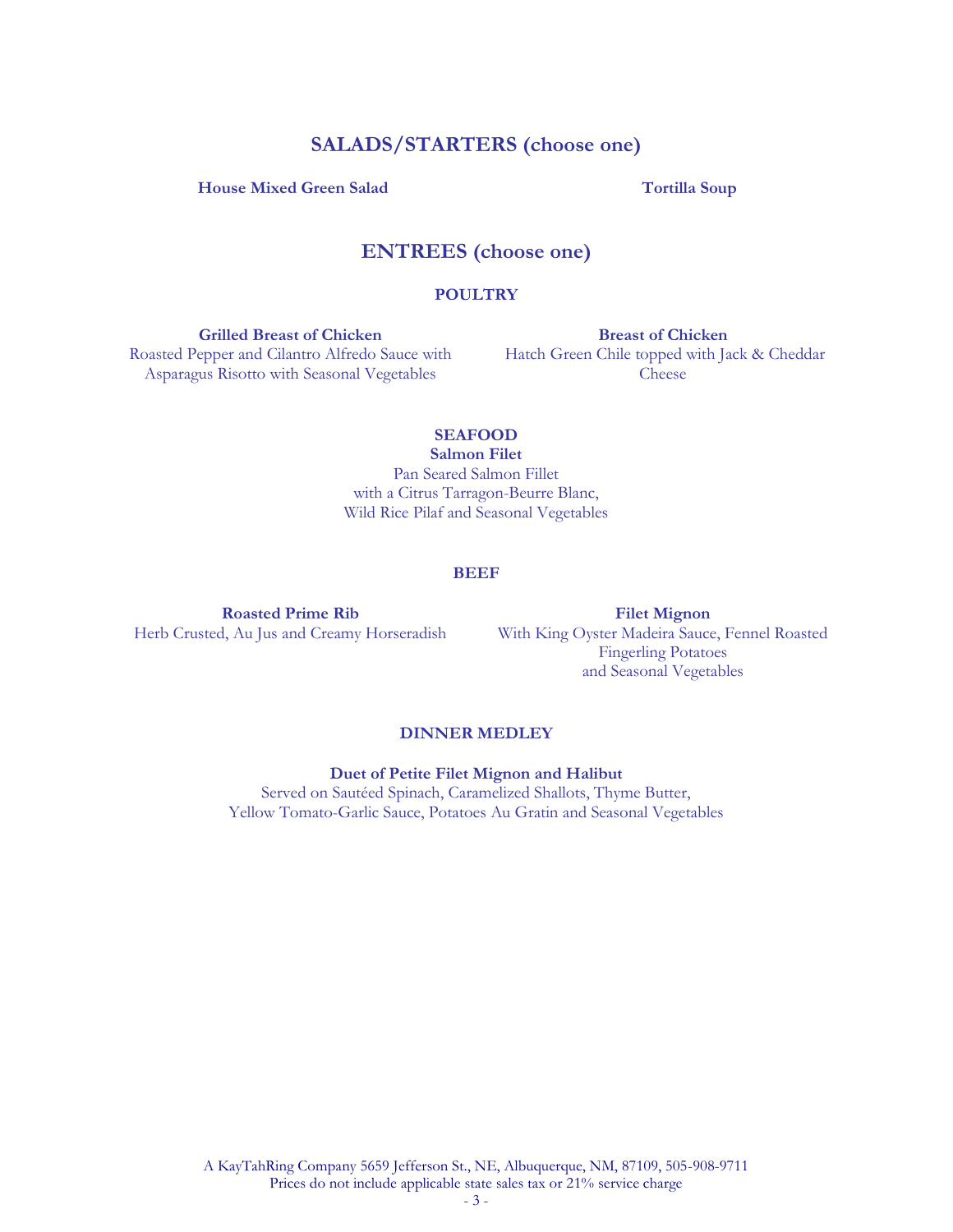## SALADS/STARTERS (choose one)

**House Mixed Green Salad**

**Tortilla Soup**

## ENTREES (choose one)

### POULTRY

**Grilled Breast of Chicken**
Roasted Pepper and Cilantro Alfredo Sauce with Asparagus Risotto with Seasonal Vegetables

**Breast of Chicken**
Hatch Green Chile topped with Jack & Cheddar Cheese

### SEAFOOD

**Salmon Filet**
Pan Seared Salmon Fillet with a Citrus Tarragon-Beurre Blanc, Wild Rice Pilaf and Seasonal Vegetables

### BEEF

**Roasted Prime Rib**
Herb Crusted, Au Jus and Creamy Horseradish

**Filet Mignon**
With King Oyster Madeira Sauce, Fennel Roasted Fingerling Potatoes and Seasonal Vegetables

### DINNER MEDLEY

**Duet of Petite Filet Mignon and Halibut**
Served on Sautéed Spinach, Caramelized Shallots, Thyme Butter, Yellow Tomato-Garlic Sauce, Potatoes Au Gratin and Seasonal Vegetables

A KayTahRing Company 5659 Jefferson St., NE, Albuquerque, NM, 87109, 505-908-9711
Prices do not include applicable state sales tax or 21% service charge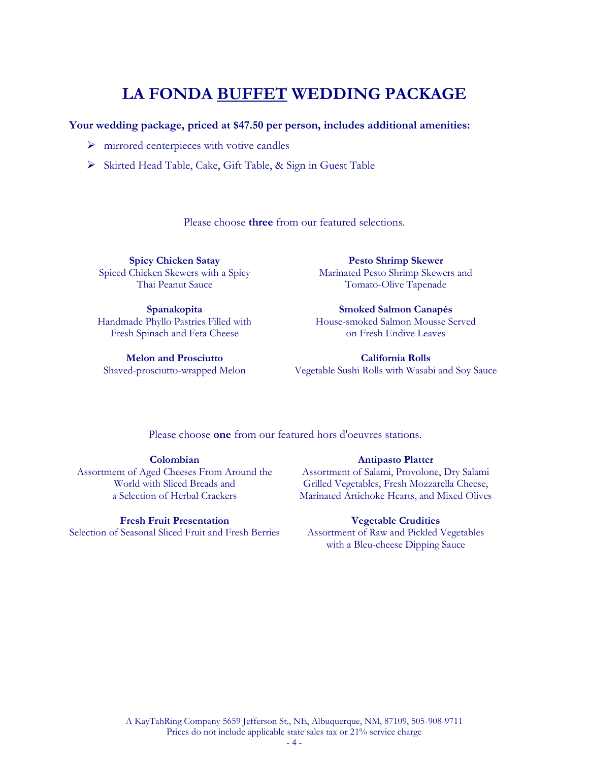# LA FONDA BUFFET WEDDING PACKAGE

**Your wedding package, priced at $47.50 per person, includes additional amenities:**

- mirrored centerpieces with votive candles
- Skirted Head Table, Cake, Gift Table, & Sign in Guest Table

Please choose **three** from our featured selections.

**Spicy Chicken Satay**
Spiced Chicken Skewers with a Spicy Thai Peanut Sauce

**Spanakopita**
Handmade Phyllo Pastries Filled with Fresh Spinach and Feta Cheese

**Melon and Prosciutto**
Shaved-prosciutto-wrapped Melon

**Pesto Shrimp Skewer**
Marinated Pesto Shrimp Skewers and Tomato-Olive Tapenade

**Smoked Salmon Canapés**
House-smoked Salmon Mousse Served on Fresh Endive Leaves

**California Rolls**
Vegetable Sushi Rolls with Wasabi and Soy Sauce

Please choose **one** from our featured hors d'oeuvres stations.

**Colombian**
Assortment of Aged Cheeses From Around the World with Sliced Breads and a Selection of Herbal Crackers

**Fresh Fruit Presentation**
Selection of Seasonal Sliced Fruit and Fresh Berries

**Antipasto Platter**
Assortment of Salami, Provolone, Dry Salami Grilled Vegetables, Fresh Mozzarella Cheese, Marinated Artichoke Hearts, and Mixed Olives

**Vegetable Crudities**
Assortment of Raw and Pickled Vegetables with a Bleu-cheese Dipping Sauce

A KayTahRing Company 5659 Jefferson St., NE, Albuquerque, NM, 87109, 505-908-9711
Prices do not include applicable state sales tax or 21% service charge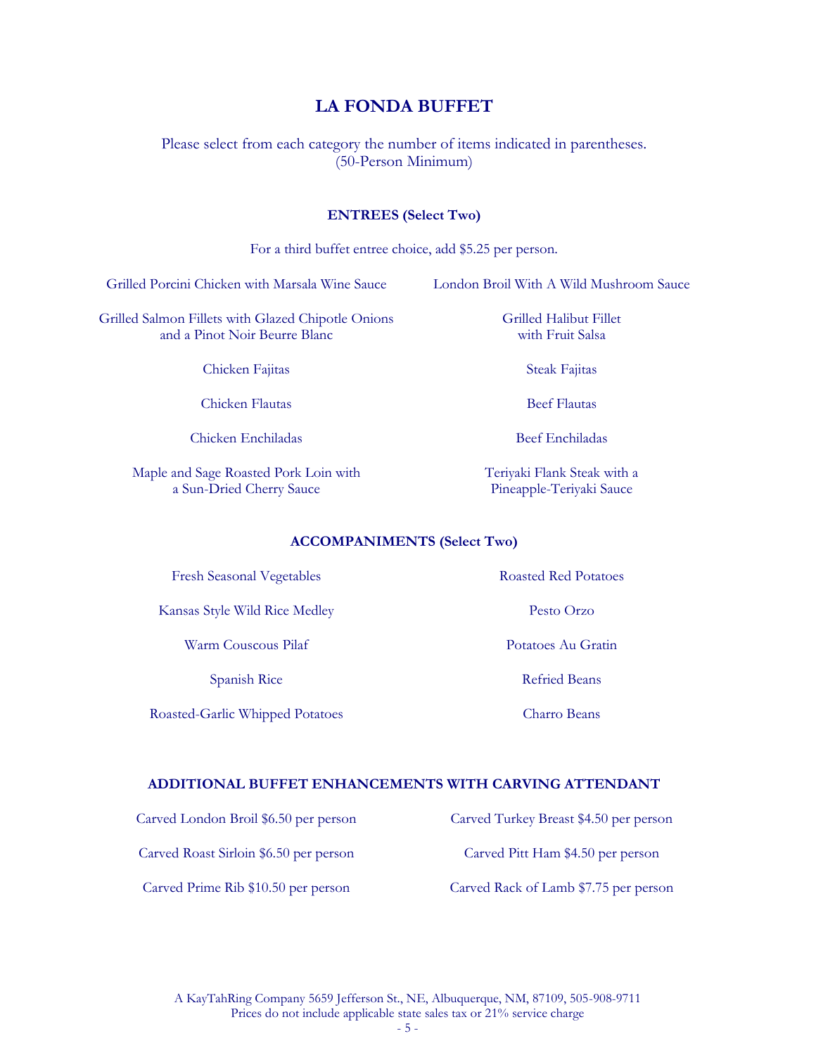# LA FONDA BUFFET

Please select from each category the number of items indicated in parentheses.
(50-Person Minimum)

## ENTREES (Select Two)

For a third buffet entree choice, add $5.25 per person.

- Grilled Porcini Chicken with Marsala Wine Sauce
- London Broil With A Wild Mushroom Sauce
- Grilled Salmon Fillets with Glazed Chipotle Onions and a Pinot Noir Beurre Blanc
- Grilled Halibut Fillet with Fruit Salsa
- Chicken Fajitas
- Steak Fajitas
- Chicken Flautas
- Beef Flautas
- Chicken Enchiladas
- Beef Enchiladas
- Maple and Sage Roasted Pork Loin with a Sun-Dried Cherry Sauce
- Teriyaki Flank Steak with a Pineapple-Teriyaki Sauce

## ACCOMPANIMENTS (Select Two)

- Fresh Seasonal Vegetables
- Roasted Red Potatoes
- Kansas Style Wild Rice Medley
- Pesto Orzo
- Warm Couscous Pilaf
- Potatoes Au Gratin
- Spanish Rice
- Refried Beans
- Roasted-Garlic Whipped Potatoes
- Charro Beans

## ADDITIONAL BUFFET ENHANCEMENTS WITH CARVING ATTENDANT

- Carved London Broil $6.50 per person
- Carved Turkey Breast $4.50 per person
- Carved Roast Sirloin $6.50 per person
- Carved Pitt Ham $4.50 per person
- Carved Prime Rib $10.50 per person
- Carved Rack of Lamb $7.75 per person

A KayTahRing Company 5659 Jefferson St., NE, Albuquerque, NM, 87109, 505-908-9711
Prices do not include applicable state sales tax or 21% service charge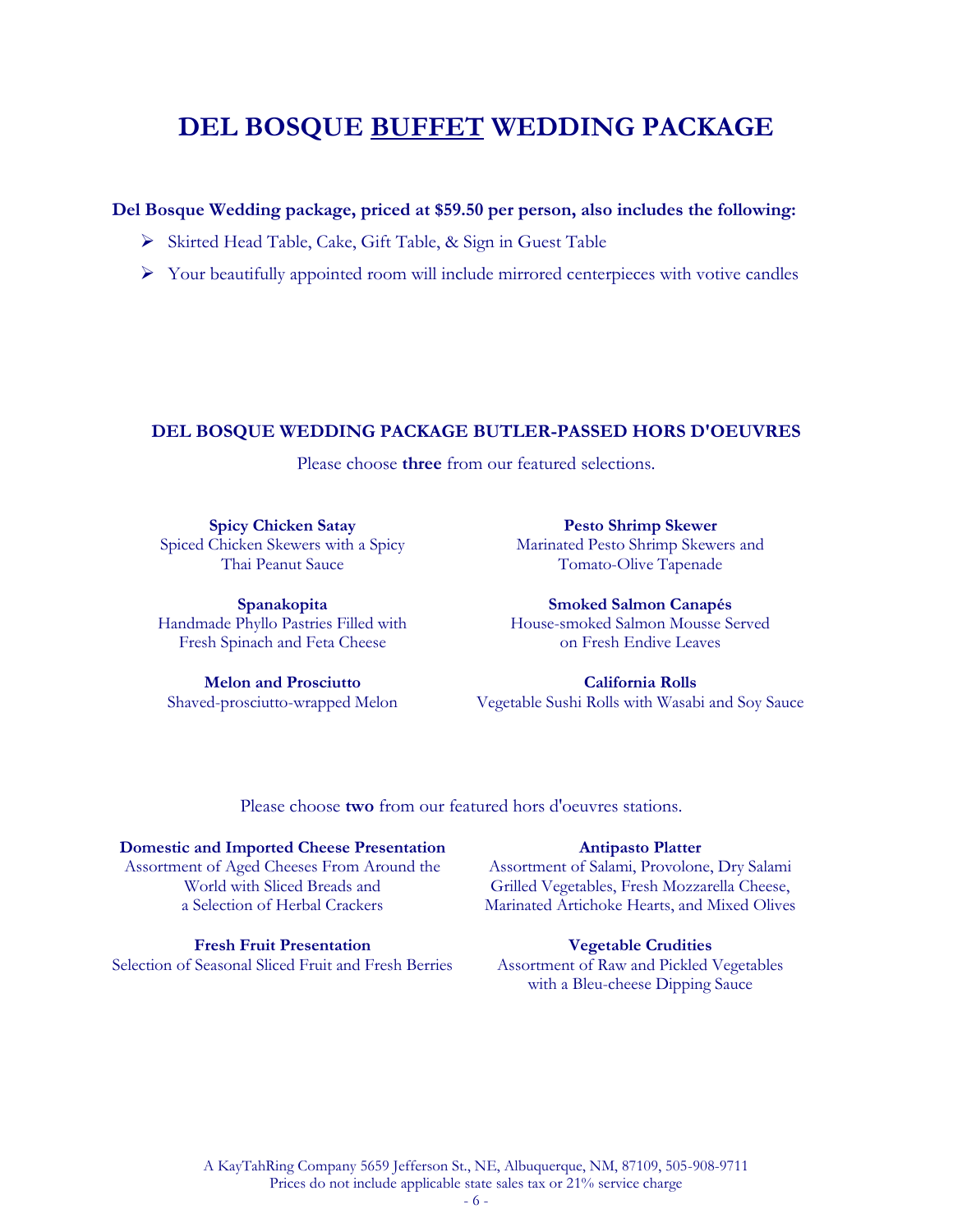# DEL BOSQUE BUFFET WEDDING PACKAGE

**Del Bosque Wedding package, priced at $59.50 per person, also includes the following:**

- Skirted Head Table, Cake, Gift Table, & Sign in Guest Table
- Your beautifully appointed room will include mirrored centerpieces with votive candles

## DEL BOSQUE WEDDING PACKAGE BUTLER-PASSED HORS D'OEUVRES

Please choose **three** from our featured selections.

**Spicy Chicken Satay**
Spiced Chicken Skewers with a Spicy Thai Peanut Sauce

**Spanakopita**
Handmade Phyllo Pastries Filled with Fresh Spinach and Feta Cheese

**Melon and Prosciutto**
Shaved-prosciutto-wrapped Melon

**Pesto Shrimp Skewer**
Marinated Pesto Shrimp Skewers and Tomato-Olive Tapenade

**Smoked Salmon Canapés**
House-smoked Salmon Mousse Served on Fresh Endive Leaves

**California Rolls**
Vegetable Sushi Rolls with Wasabi and Soy Sauce

Please choose **two** from our featured hors d'oeuvres stations.

**Domestic and Imported Cheese Presentation**
Assortment of Aged Cheeses From Around the World with Sliced Breads and a Selection of Herbal Crackers

**Fresh Fruit Presentation**
Selection of Seasonal Sliced Fruit and Fresh Berries

**Antipasto Platter**
Assortment of Salami, Provolone, Dry Salami Grilled Vegetables, Fresh Mozzarella Cheese, Marinated Artichoke Hearts, and Mixed Olives

**Vegetable Crudities**
Assortment of Raw and Pickled Vegetables with a Bleu-cheese Dipping Sauce

A KayTahRing Company 5659 Jefferson St., NE, Albuquerque, NM, 87109, 505-908-9711
Prices do not include applicable state sales tax or 21% service charge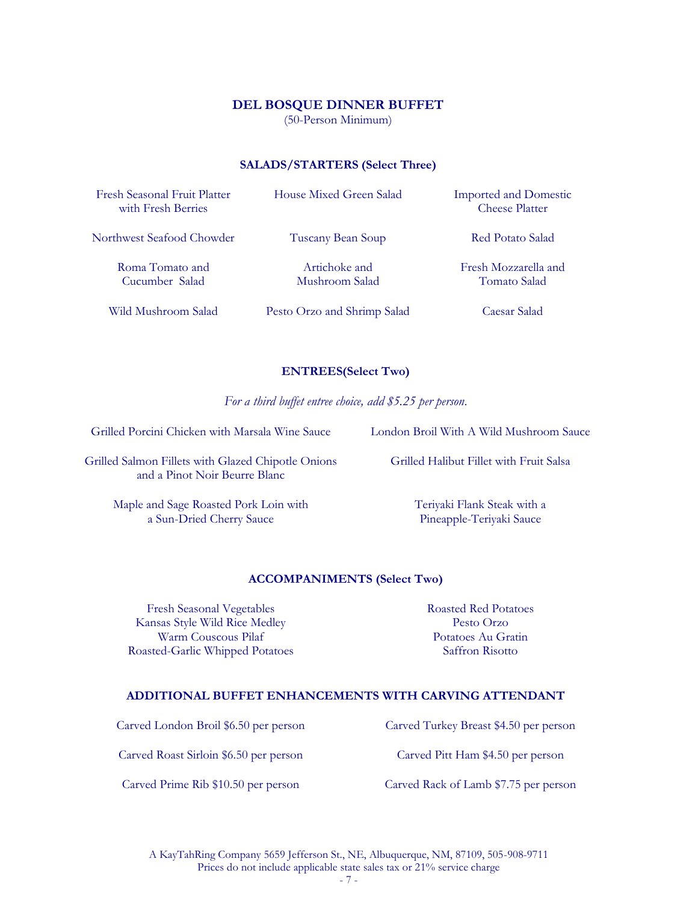## DEL BOSQUE DINNER BUFFET

(50-Person Minimum)

### SALADS/STARTERS (Select Three)

- Fresh Seasonal Fruit Platter with Fresh Berries
- House Mixed Green Salad
- Imported and Domestic Cheese Platter
- Northwest Seafood Chowder
- Tuscany Bean Soup
- Red Potato Salad
- Roma Tomato and Cucumber Salad
- Artichoke and Mushroom Salad
- Fresh Mozzarella and Tomato Salad
- Wild Mushroom Salad
- Pesto Orzo and Shrimp Salad
- Caesar Salad

### ENTREES(Select Two)

*For a third buffet entree choice, add $5.25 per person.*

- Grilled Porcini Chicken with Marsala Wine Sauce
- London Broil With A Wild Mushroom Sauce
- Grilled Salmon Fillets with Glazed Chipotle Onions and a Pinot Noir Beurre Blanc
- Grilled Halibut Fillet with Fruit Salsa
- Maple and Sage Roasted Pork Loin with a Sun-Dried Cherry Sauce
- Teriyaki Flank Steak with a Pineapple-Teriyaki Sauce

### ACCOMPANIMENTS (Select Two)

- Fresh Seasonal Vegetables
- Kansas Style Wild Rice Medley
- Warm Couscous Pilaf
- Roasted-Garlic Whipped Potatoes
- Roasted Red Potatoes
- Pesto Orzo
- Potatoes Au Gratin
- Saffron Risotto

### ADDITIONAL BUFFET ENHANCEMENTS WITH CARVING ATTENDANT

- Carved London Broil $6.50 per person
- Carved Turkey Breast $4.50 per person
- Carved Roast Sirloin $6.50 per person
- Carved Pitt Ham $4.50 per person
- Carved Prime Rib $10.50 per person
- Carved Rack of Lamb $7.75 per person

A KayTahRing Company 5659 Jefferson St., NE, Albuquerque, NM, 87109, 505-908-9711
Prices do not include applicable state sales tax or 21% service charge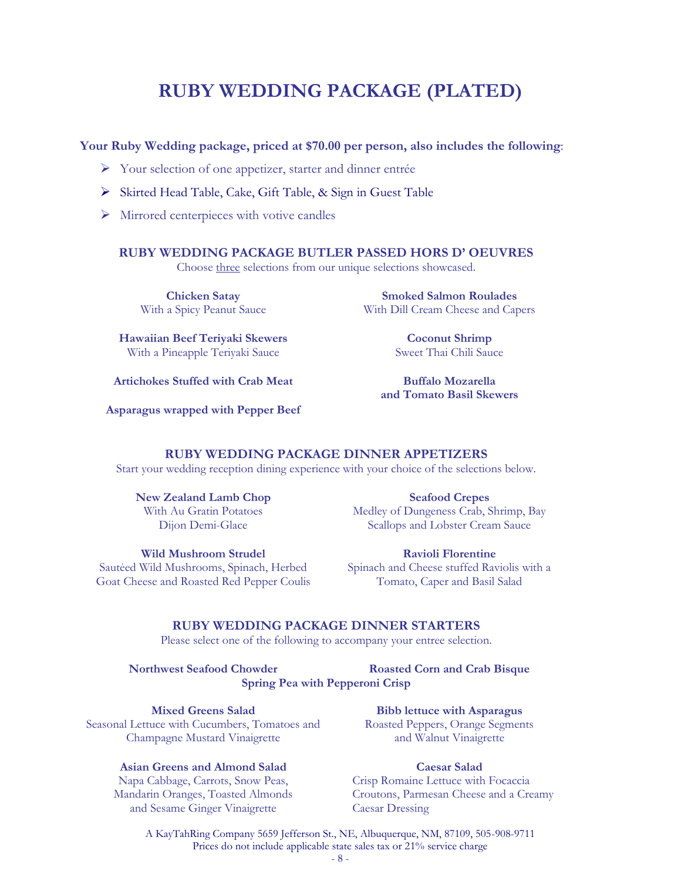# RUBY WEDDING PACKAGE (PLATED)

**Your Ruby Wedding package, priced at $70.00 per person, also includes the following**:

- Your selection of one appetizer, starter and dinner entrée
- Skirted Head Table, Cake, Gift Table, & Sign in Guest Table
- Mirrored centerpieces with votive candles

## RUBY WEDDING PACKAGE BUTLER PASSED HORS D' OEUVRES

Choose <u>three</u> selections from our unique selections showcased.

**Chicken Satay**
With a Spicy Peanut Sauce

**Smoked Salmon Roulades**
With Dill Cream Cheese and Capers

**Hawaiian Beef Teriyaki Skewers**
With a Pineapple Teriyaki Sauce

**Coconut Shrimp**
Sweet Thai Chili Sauce

**Artichokes Stuffed with Crab Meat**

**Buffalo Mozarella and Tomato Basil Skewers**

**Asparagus wrapped with Pepper Beef**

## RUBY WEDDING PACKAGE DINNER APPETIZERS

Start your wedding reception dining experience with your choice of the selections below.

**New Zealand Lamb Chop**
With Au Gratin Potatoes
Dijon Demi-Glace

**Seafood Crepes**
Medley of Dungeness Crab, Shrimp, Bay Scallops and Lobster Cream Sauce

**Wild Mushroom Strudel**
Sautéed Wild Mushrooms, Spinach, Herbed Goat Cheese and Roasted Red Pepper Coulis

**Ravioli Florentine**
Spinach and Cheese stuffed Raviolis with a Tomato, Caper and Basil Salad

## RUBY WEDDING PACKAGE DINNER STARTERS

Please select one of the following to accompany your entree selection.

**Northwest Seafood Chowder**

**Roasted Corn and Crab Bisque**

**Spring Pea with Pepperoni Crisp**

**Mixed Greens Salad**
Seasonal Lettuce with Cucumbers, Tomatoes and Champagne Mustard Vinaigrette

**Bibb lettuce with Asparagus**
Roasted Peppers, Orange Segments and Walnut Vinaigrette

**Asian Greens and Almond Salad**
Napa Cabbage, Carrots, Snow Peas, Mandarin Oranges, Toasted Almonds and Sesame Ginger Vinaigrette

**Caesar Salad**
Crisp Romaine Lettuce with Focaccia Croutons, Parmesan Cheese and a Creamy Caesar Dressing

A KayTahRing Company 5659 Jefferson St., NE, Albuquerque, NM, 87109, 505-908-9711
Prices do not include applicable state sales tax or 21% service charge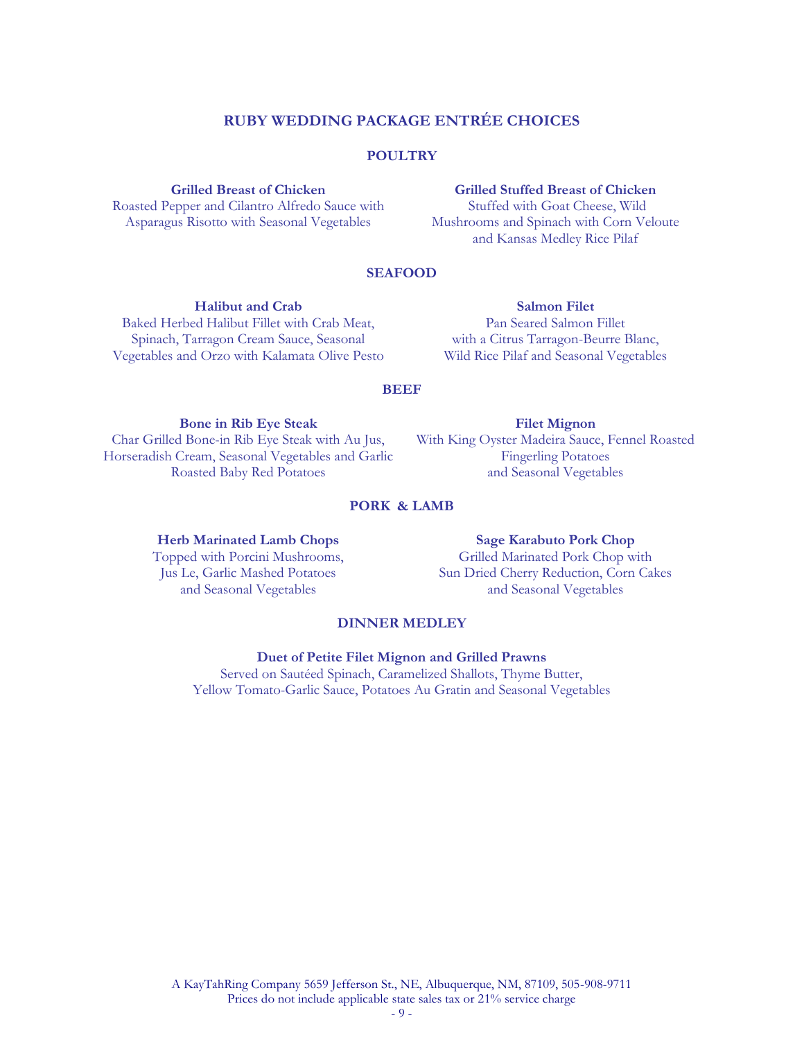# RUBY WEDDING PACKAGE ENTRÉE CHOICES

## POULTRY

**Grilled Breast of Chicken**
Roasted Pepper and Cilantro Alfredo Sauce with Asparagus Risotto with Seasonal Vegetables

**Grilled Stuffed Breast of Chicken**
Stuffed with Goat Cheese, Wild Mushrooms and Spinach with Corn Veloute and Kansas Medley Rice Pilaf

## SEAFOOD

**Halibut and Crab**
Baked Herbed Halibut Fillet with Crab Meat, Spinach, Tarragon Cream Sauce, Seasonal Vegetables and Orzo with Kalamata Olive Pesto

**Salmon Filet**
Pan Seared Salmon Fillet with a Citrus Tarragon-Beurre Blanc, Wild Rice Pilaf and Seasonal Vegetables

## BEEF

**Bone in Rib Eye Steak**
Char Grilled Bone-in Rib Eye Steak with Au Jus, Horseradish Cream, Seasonal Vegetables and Garlic Roasted Baby Red Potatoes

**Filet Mignon**
With King Oyster Madeira Sauce, Fennel Roasted Fingerling Potatoes and Seasonal Vegetables

## PORK & LAMB

**Herb Marinated Lamb Chops**
Topped with Porcini Mushrooms, Jus Le, Garlic Mashed Potatoes and Seasonal Vegetables

**Sage Karabuto Pork Chop**
Grilled Marinated Pork Chop with Sun Dried Cherry Reduction, Corn Cakes and Seasonal Vegetables

## DINNER MEDLEY

**Duet of Petite Filet Mignon and Grilled Prawns**
Served on Sautéed Spinach, Caramelized Shallots, Thyme Butter, Yellow Tomato-Garlic Sauce, Potatoes Au Gratin and Seasonal Vegetables

A KayTahRing Company 5659 Jefferson St., NE, Albuquerque, NM, 87109, 505-908-9711
Prices do not include applicable state sales tax or 21% service charge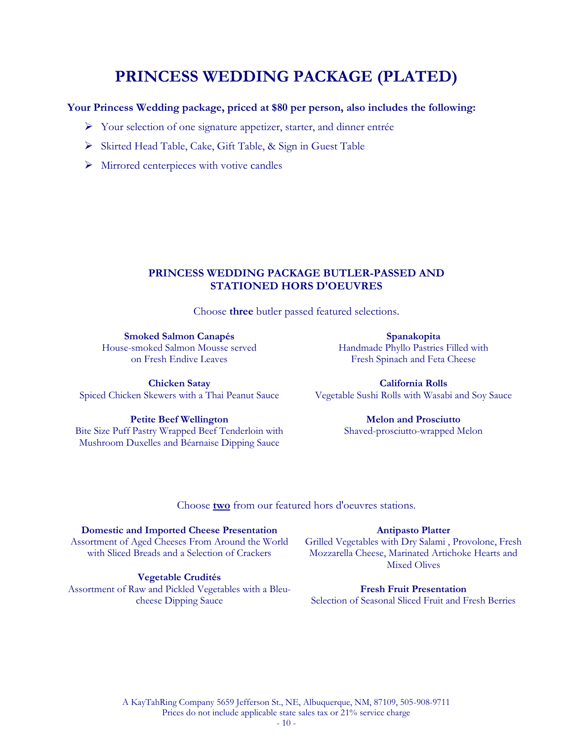# PRINCESS WEDDING PACKAGE (PLATED)

**Your Princess Wedding package, priced at $80 per person, also includes the following:**

- Your selection of one signature appetizer, starter, and dinner entrée
- Skirted Head Table, Cake, Gift Table, & Sign in Guest Table
- Mirrored centerpieces with votive candles

## PRINCESS WEDDING PACKAGE BUTLER-PASSED AND STATIONED HORS D'OEUVRES

Choose **three** butler passed featured selections.

**Smoked Salmon Canapés**
House-smoked Salmon Mousse served on Fresh Endive Leaves

**Chicken Satay**
Spiced Chicken Skewers with a Thai Peanut Sauce

**Petite Beef Wellington**
Bite Size Puff Pastry Wrapped Beef Tenderloin with Mushroom Duxelles and Béarnaise Dipping Sauce

**Spanakopita**
Handmade Phyllo Pastries Filled with Fresh Spinach and Feta Cheese

**California Rolls**
Vegetable Sushi Rolls with Wasabi and Soy Sauce

**Melon and Prosciutto**
Shaved-prosciutto-wrapped Melon

Choose **two** from our featured hors d'oeuvres stations.

**Domestic and Imported Cheese Presentation**
Assortment of Aged Cheeses From Around the World with Sliced Breads and a Selection of Crackers

**Vegetable Crudités**
Assortment of Raw and Pickled Vegetables with a Bleu-cheese Dipping Sauce

**Antipasto Platter**
Grilled Vegetables with Dry Salami , Provolone, Fresh Mozzarella Cheese, Marinated Artichoke Hearts and Mixed Olives

**Fresh Fruit Presentation**
Selection of Seasonal Sliced Fruit and Fresh Berries

A KayTahRing Company 5659 Jefferson St., NE, Albuquerque, NM, 87109, 505-908-9711
Prices do not include applicable state sales tax or 21% service charge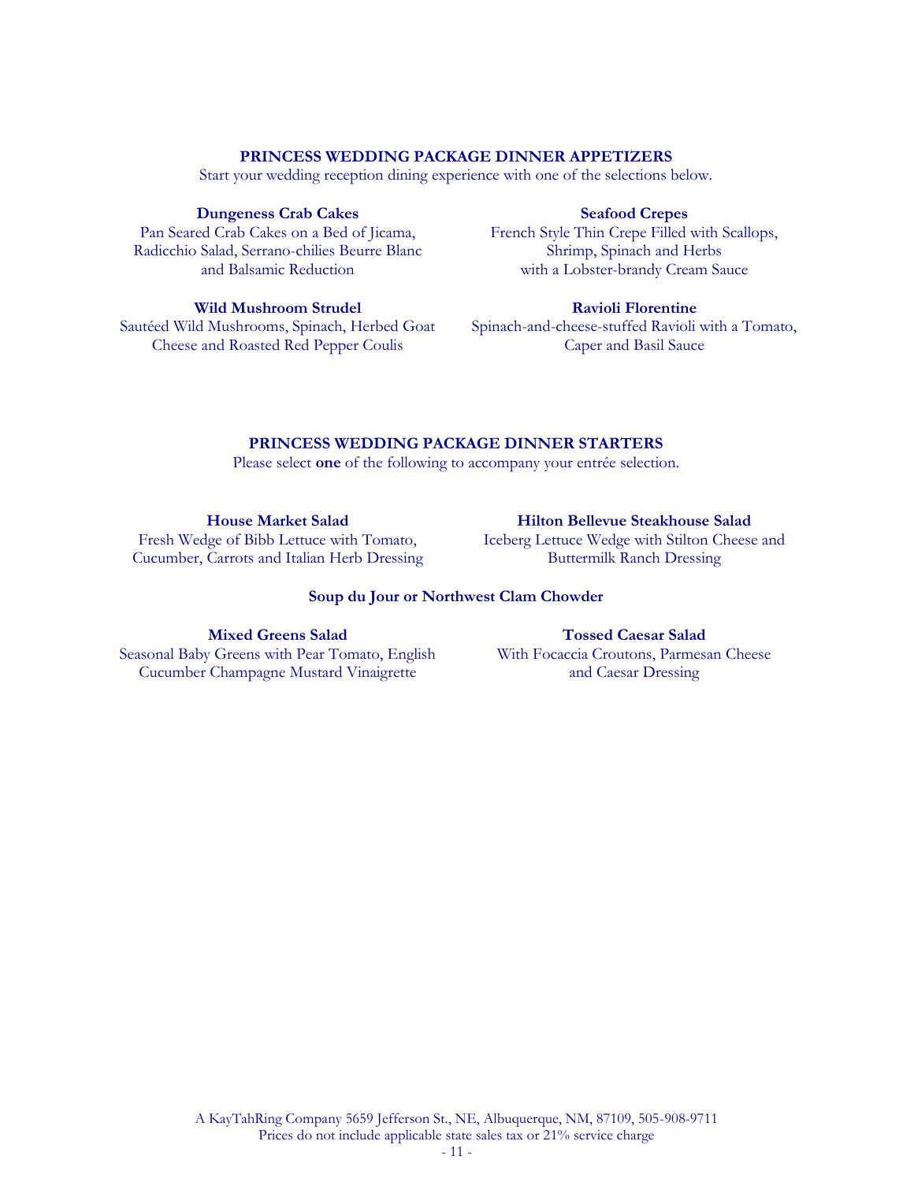## PRINCESS WEDDING PACKAGE DINNER APPETIZERS

Start your wedding reception dining experience with one of the selections below.

**Dungeness Crab Cakes**
Pan Seared Crab Cakes on a Bed of Jicama, Radicchio Salad, Serrano-chilies Beurre Blanc and Balsamic Reduction

**Seafood Crepes**
French Style Thin Crepe Filled with Scallops, Shrimp, Spinach and Herbs with a Lobster-brandy Cream Sauce

**Wild Mushroom Strudel**
Sautéed Wild Mushrooms, Spinach, Herbed Goat Cheese and Roasted Red Pepper Coulis

**Ravioli Florentine**
Spinach-and-cheese-stuffed Ravioli with a Tomato, Caper and Basil Sauce

## PRINCESS WEDDING PACKAGE DINNER STARTERS

Please select **one** of the following to accompany your entrée selection.

**House Market Salad**
Fresh Wedge of Bibb Lettuce with Tomato, Cucumber, Carrots and Italian Herb Dressing

**Hilton Bellevue Steakhouse Salad**
Iceberg Lettuce Wedge with Stilton Cheese and Buttermilk Ranch Dressing

**Soup du Jour or Northwest Clam Chowder**

**Mixed Greens Salad**
Seasonal Baby Greens with Pear Tomato, English Cucumber Champagne Mustard Vinaigrette

**Tossed Caesar Salad**
With Focaccia Croutons, Parmesan Cheese and Caesar Dressing

A KayTahRing Company 5659 Jefferson St., NE, Albuquerque, NM, 87109, 505-908-9711
Prices do not include applicable state sales tax or 21% service charge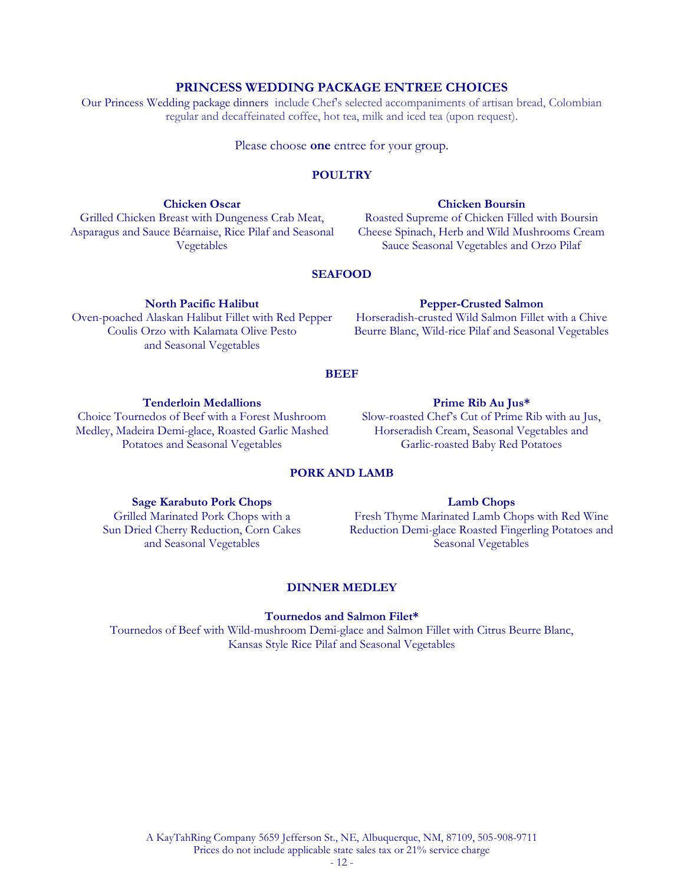## PRINCESS WEDDING PACKAGE ENTREE CHOICES

Our Princess Wedding package dinners include Chef's selected accompaniments of artisan bread, Colombian regular and decaffeinated coffee, hot tea, milk and iced tea (upon request).

Please choose **one** entree for your group.

### POULTRY

**Chicken Oscar**
Grilled Chicken Breast with Dungeness Crab Meat, Asparagus and Sauce Béarnaise, Rice Pilaf and Seasonal Vegetables

**Chicken Boursin**
Roasted Supreme of Chicken Filled with Boursin Cheese Spinach, Herb and Wild Mushrooms Cream Sauce Seasonal Vegetables and Orzo Pilaf

### SEAFOOD

**North Pacific Halibut**
Oven-poached Alaskan Halibut Fillet with Red Pepper Coulis Orzo with Kalamata Olive Pesto and Seasonal Vegetables

**Pepper-Crusted Salmon**
Horseradish-crusted Wild Salmon Fillet with a Chive Beurre Blanc, Wild-rice Pilaf and Seasonal Vegetables

### BEEF

**Tenderloin Medallions**
Choice Tournedos of Beef with a Forest Mushroom Medley, Madeira Demi-glace, Roasted Garlic Mashed Potatoes and Seasonal Vegetables

**Prime Rib Au Jus***
Slow-roasted Chef's Cut of Prime Rib with au Jus, Horseradish Cream, Seasonal Vegetables and Garlic-roasted Baby Red Potatoes

### PORK AND LAMB

**Sage Karabuto Pork Chops**
Grilled Marinated Pork Chops with a Sun Dried Cherry Reduction, Corn Cakes and Seasonal Vegetables

**Lamb Chops**
Fresh Thyme Marinated Lamb Chops with Red Wine Reduction Demi-glace Roasted Fingerling Potatoes and Seasonal Vegetables

### DINNER MEDLEY

**Tournedos and Salmon Filet***
Tournedos of Beef with Wild-mushroom Demi-glace and Salmon Fillet with Citrus Beurre Blanc, Kansas Style Rice Pilaf and Seasonal Vegetables

A KayTahRing Company 5659 Jefferson St., NE, Albuquerque, NM, 87109, 505-908-9711
Prices do not include applicable state sales tax or 21% service charge